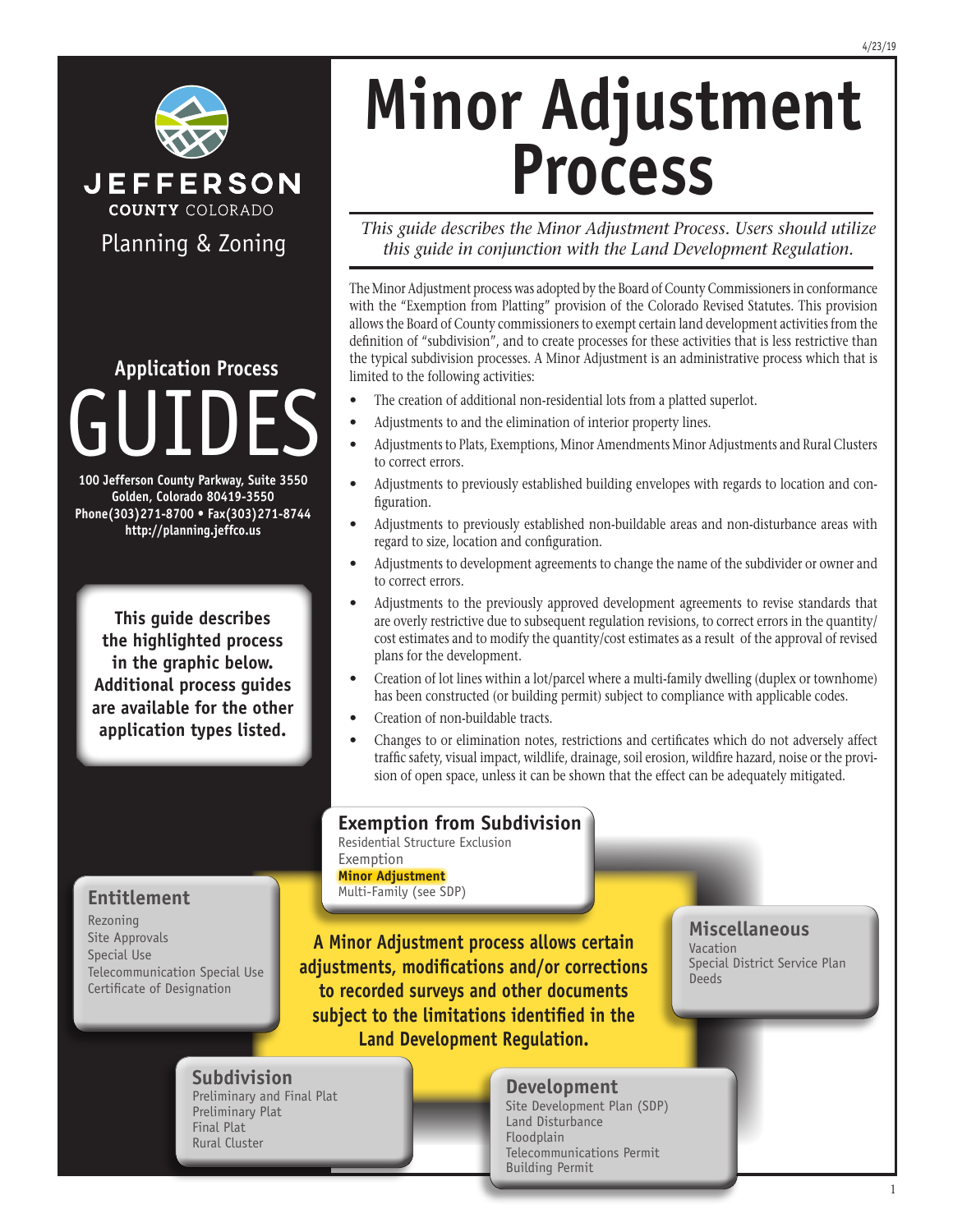JEFFERSON

COUNTY COLORADO

Planning & Zoning

# Minor Adjustment Process

*This guide describes the Minor Adjustment Process. Users should utilize this guide in conjunction with the Land Development Regulation.*

The Minor Adjustment process was adopted by the Board of County Commissioners in conformance with the "Exemption from Platting" provision of the Colorado Revised Statutes. This provision allows the Board of County commissioners to exempt certain land development activities from the definition of "subdivision", and to create processes for these activities that is less restrictive than the typical subdivision processes. A Minor Adjustment is an administrative process which that is limited to the following activities:

- The creation of additional non-residential lots from a platted superlot.
- Adjustments to and the elimination of interior property lines.
- Adjustments to Plats, Exemptions, Minor Amendments Minor Adjustments and Rural Clusters to correct errors.
- Adjustments to previously established building envelopes with regards to location and configuration.
- Adjustments to previously established non-buildable areas and non-disturbance areas with regard to size, location and configuration.
- Adjustments to development agreements to change the name of the subdivider or owner and to correct errors.
- Adjustments to the previously approved development agreements to revise standards that are overly restrictive due to subsequent regulation revisions, to correct errors in the quantity/cost estimates and to modify the quantity/cost estimates as a result of the approval of revised plans for the development.
- Creation of lot lines within a lot/parcel where a multi-family dwelling (duplex or townhome) has been constructed (or building permit) subject to compliance with applicable codes.
- Creation of non-buildable tracts.
- Changes to or elimination notes, restrictions and certificates which do not adversely affect traffic safety, visual impact, wildlife, drainage, soil erosion, wildfire hazard, noise or the provision of open space, unless it can be shown that the effect can be adequately mitigated.

## Application Process GUIDES

**100 Jefferson County Parkway, Suite 3550**
**Golden, Colorado 80419-3550**
**Phone(303)271-8700 • Fax(303)271-8744**
**http://planning.jeffco.us**

**This guide describes the highlighted process in the graphic below. Additional process guides are available for the other application types listed.**

### Exemption from Subdivision
Residential Structure Exclusion
Exemption
**Minor Adjustment**
Multi-Family (see SDP)

### Entitlement
Rezoning
Site Approvals
Special Use
Telecommunication Special Use
Certificate of Designation

**A Minor Adjustment process allows certain adjustments, modifications and/or corrections to recorded surveys and other documents subject to the limitations identified in the Land Development Regulation.**

### Miscellaneous
Vacation
Special District Service Plan
Deeds

### Subdivision
Preliminary and Final Plat
Preliminary Plat
Final Plat
Rural Cluster

### Development
Site Development Plan (SDP)
Land Disturbance
Floodplain
Telecommunications Permit
Building Permit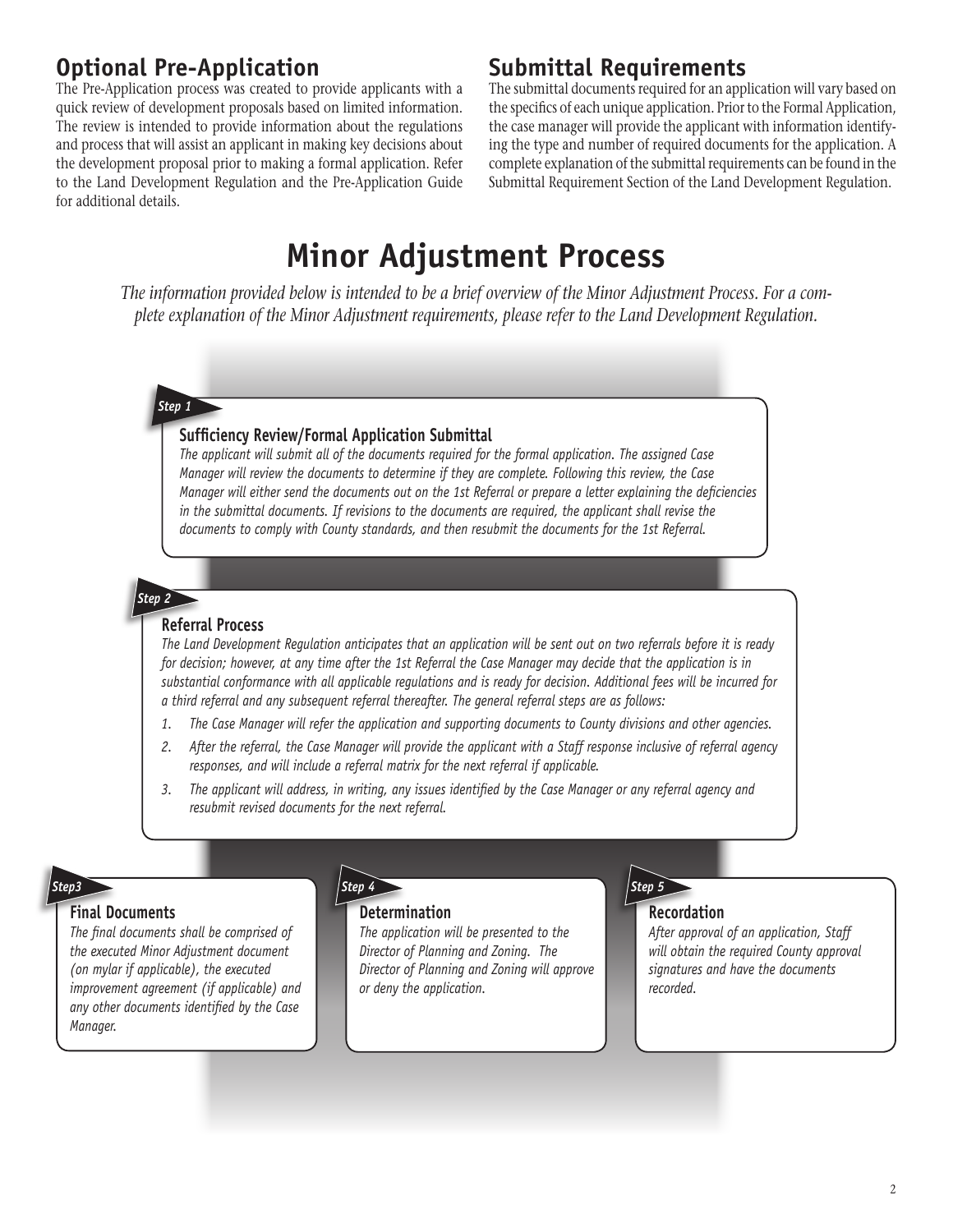## Optional Pre-Application

The Pre-Application process was created to provide applicants with a quick review of development proposals based on limited information. The review is intended to provide information about the regulations and process that will assist an applicant in making key decisions about the development proposal prior to making a formal application. Refer to the Land Development Regulation and the Pre-Application Guide for additional details.

## Submittal Requirements

The submittal documents required for an application will vary based on the specifics of each unique application. Prior to the Formal Application, the case manager will provide the applicant with information identifying the type and number of required documents for the application. A complete explanation of the submittal requirements can be found in the Submittal Requirement Section of the Land Development Regulation.

# Minor Adjustment Process

*The information provided below is intended to be a brief overview of the Minor Adjustment Process. For a complete explanation of the Minor Adjustment requirements, please refer to the Land Development Regulation.*

***Step 1***

### Sufficiency Review/Formal Application Submittal

*The applicant will submit all of the documents required for the formal application. The assigned Case Manager will review the documents to determine if they are complete. Following this review, the Case Manager will either send the documents out on the 1st Referral or prepare a letter explaining the deficiencies in the submittal documents. If revisions to the documents are required, the applicant shall revise the documents to comply with County standards, and then resubmit the documents for the 1st Referral.*

***Step 2***

### Referral Process

*The Land Development Regulation anticipates that an application will be sent out on two referrals before it is ready for decision; however, at any time after the 1st Referral the Case Manager may decide that the application is in substantial conformance with all applicable regulations and is ready for decision. Additional fees will be incurred for a third referral and any subsequent referral thereafter. The general referral steps are as follows:*

1. *The Case Manager will refer the application and supporting documents to County divisions and other agencies.*
2. *After the referral, the Case Manager will provide the applicant with a Staff response inclusive of referral agency responses, and will include a referral matrix for the next referral if applicable.*
3. *The applicant will address, in writing, any issues identified by the Case Manager or any referral agency and resubmit revised documents for the next referral.*

***Step3***

### Final Documents

*The final documents shall be comprised of the executed Minor Adjustment document (on mylar if applicable), the executed improvement agreement (if applicable) and any other documents identified by the Case Manager.*

***Step 4***

### Determination

*The application will be presented to the Director of Planning and Zoning. The Director of Planning and Zoning will approve or deny the application.*

***Step 5***

### Recordation

*After approval of an application, Staff will obtain the required County approval signatures and have the documents recorded.*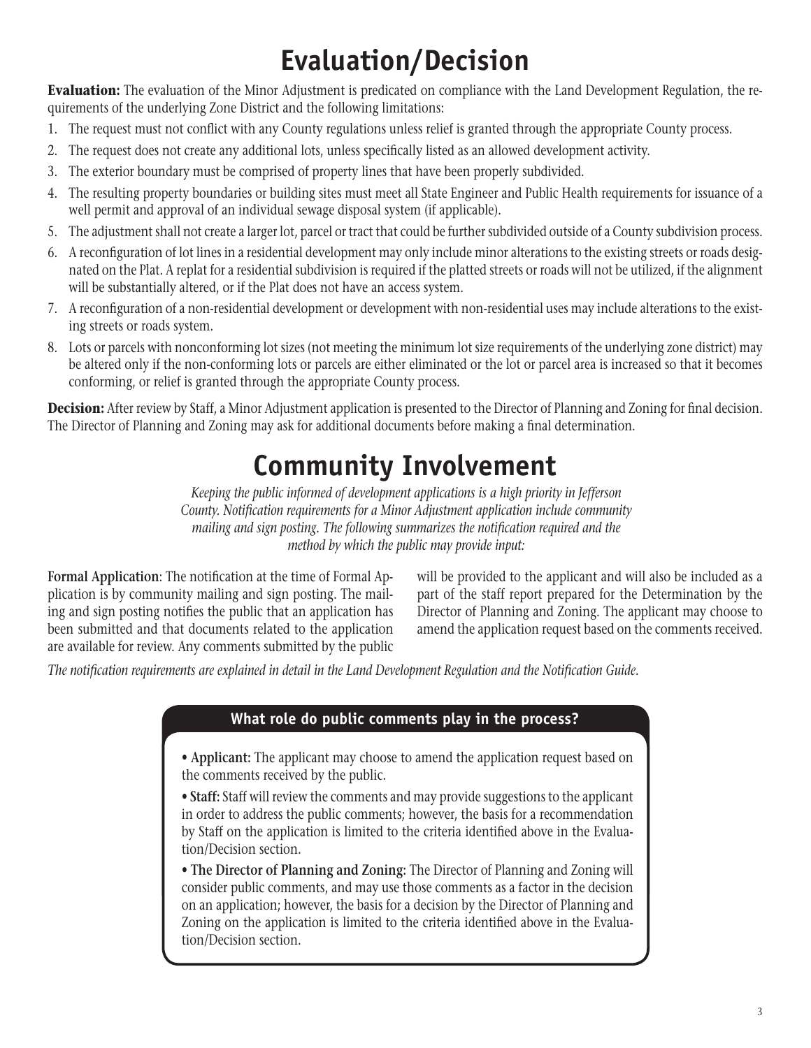# Evaluation/Decision

**Evaluation:** The evaluation of the Minor Adjustment is predicated on compliance with the Land Development Regulation, the requirements of the underlying Zone District and the following limitations:

1. The request must not conflict with any County regulations unless relief is granted through the appropriate County process.
2. The request does not create any additional lots, unless specifically listed as an allowed development activity.
3. The exterior boundary must be comprised of property lines that have been properly subdivided.
4. The resulting property boundaries or building sites must meet all State Engineer and Public Health requirements for issuance of a well permit and approval of an individual sewage disposal system (if applicable).
5. The adjustment shall not create a larger lot, parcel or tract that could be further subdivided outside of a County subdivision process.
6. A reconfiguration of lot lines in a residential development may only include minor alterations to the existing streets or roads designated on the Plat. A replat for a residential subdivision is required if the platted streets or roads will not be utilized, if the alignment will be substantially altered, or if the Plat does not have an access system.
7. A reconfiguration of a non-residential development or development with non-residential uses may include alterations to the existing streets or roads system.
8. Lots or parcels with nonconforming lot sizes (not meeting the minimum lot size requirements of the underlying zone district) may be altered only if the non-conforming lots or parcels are either eliminated or the lot or parcel area is increased so that it becomes conforming, or relief is granted through the appropriate County process.

**Decision:** After review by Staff, a Minor Adjustment application is presented to the Director of Planning and Zoning for final decision. The Director of Planning and Zoning may ask for additional documents before making a final determination.

# Community Involvement

*Keeping the public informed of development applications is a high priority in Jefferson County. Notification requirements for a Minor Adjustment application include community mailing and sign posting. The following summarizes the notification required and the method by which the public may provide input:*

**Formal Application**: The notification at the time of Formal Application is by community mailing and sign posting. The mailing and sign posting notifies the public that an application has been submitted and that documents related to the application are available for review. Any comments submitted by the public will be provided to the applicant and will also be included as a part of the staff report prepared for the Determination by the Director of Planning and Zoning. The applicant may choose to amend the application request based on the comments received.

*The notification requirements are explained in detail in the Land Development Regulation and the Notification Guide.*

### What role do public comments play in the process?

- **Applicant:** The applicant may choose to amend the application request based on the comments received by the public.
- **Staff:** Staff will review the comments and may provide suggestions to the applicant in order to address the public comments; however, the basis for a recommendation by Staff on the application is limited to the criteria identified above in the Evaluation/Decision section.
- **The Director of Planning and Zoning:** The Director of Planning and Zoning will consider public comments, and may use those comments as a factor in the decision on an application; however, the basis for a decision by the Director of Planning and Zoning on the application is limited to the criteria identified above in the Evaluation/Decision section.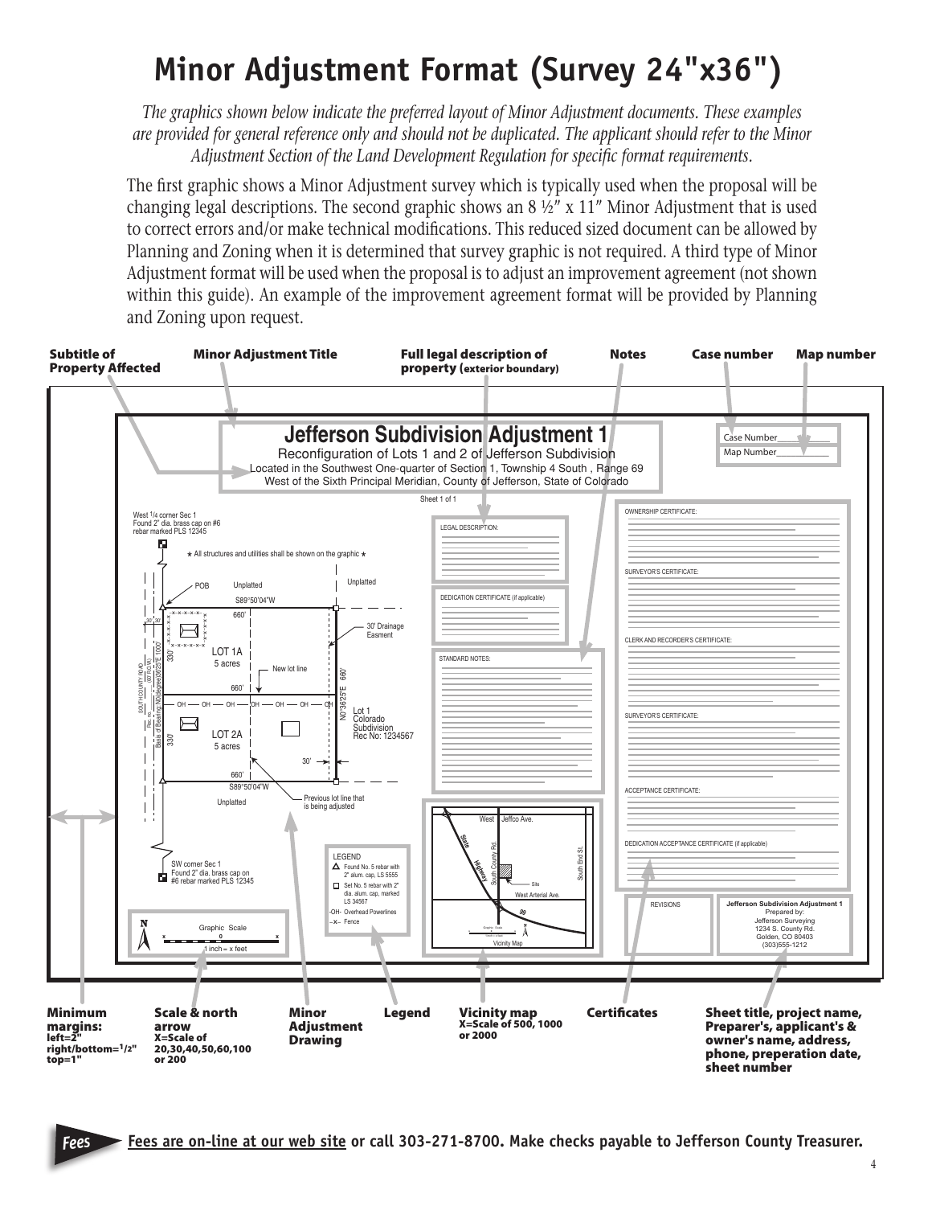# Minor Adjustment Format (Survey 24"x36")

*The graphics shown below indicate the preferred layout of Minor Adjustment documents. These examples are provided for general reference only and should not be duplicated. The applicant should refer to the Minor Adjustment Section of the Land Development Regulation for specific format requirements.*

The first graphic shows a Minor Adjustment survey which is typically used when the proposal will be changing legal descriptions. The second graphic shows an 8 ½" x 11" Minor Adjustment that is used to correct errors and/or make technical modifications. This reduced sized document can be allowed by Planning and Zoning when it is determined that survey graphic is not required. A third type of Minor Adjustment format will be used when the proposal is to adjust an improvement agreement (not shown within this guide). An example of the improvement agreement format will be provided by Planning and Zoning upon request.

**Subtitle of Property Affected**

**Minor Adjustment Title**

**Full legal description of property** (**exterior boundary**)

**Notes**

**Case number**

**Map number**

**Jefferson Subdivision Adjustment 1**

Reconfiguration of Lots 1 and 2 of Jefferson Subdivision

Located in the Southwest One-quarter of Section 1, Township 4 South , Range 69 West of the Sixth Principal Meridian, County of Jefferson, State of Colorado

Sheet 1 of 1

Case Number\_\_\_\_\_\_\_\_\_\_

Map Number\_\_\_\_\_\_\_\_\_\_

West 1/4 corner Sec 1
Found 2" dia. brass cap on #6 rebar marked PLS 12345

* All structures and utilities shall be shown on the graphic *

POB — Unplatted — Unplatted — S89°50'04"W — 660' — 30' Drainage Easment

LOT 1A — 5 acres — New lot line — 660' — N0°36'25"E 660'

SOUTH COUNTY ROAD (60' R.O.W.) Rec. no. — Basis of Bearing N0°36'25"E 1000'

330' — 30' 30'

OH — OH — OH — OH — OH — OH — OH

Lot 1 Colorado Subdivision Rec No: 1234567

LOT 2A — 5 acres — 330 — 30' — 660' — S89°50'04"W — Unplatted — Previous lot line that is being adjusted

SW corner Sec 1
Found 2" dia. brass cap on #6 rebar marked PLS 12345

LEGEND
Found No. 5 rebar with 2" alum. cap, LS 5555
Set No. 5 rebar with 2" dia. alum. cap, marked LS 34567
-OH- Overhead Powerlines
-x- Fence

N — Graphic Scale — x 0 x — 1 inch = x feet

LEGAL DESCRIPTION:

DEDICATION CERTIFICATE (if applicable)

STANDARD NOTES:

West Jeffco Ave. — State Highway — South County Rd. — South End St. — Site — West Arterial Ave. — 99 — Vicinity Map

OWNERSHIP CERTIFICATE:

SURVEYOR'S CERTIFICATE:

CLERK AND RECORDER'S CERTIFICATE:

SURVEYOR'S CERTIFICATE:

ACCEPTANCE CERTIFICATE:

DEDICATION ACCEPTANCE CERTIFICATE (if applicable)

REVISIONS

**Jefferson Subdivision Adjustment 1**
Prepared by:
Jefferson Surveying
1234 S. County Rd.
Golden, CO 80403
(303)555-1212

**Minimum margins:**
left=2"
right/bottom=1/2"
top=1"

**Scale & north arrow**
X=Scale of 20,30,40,50,60,100 or 200

**Minor Adjustment Drawing**

**Legend**

**Vicinity map**
X=Scale of 500, 1000 or 2000

**Certificates**

**Sheet title, project name, Preparer's, applicant's & owner's name, address, phone, preperation date, sheet number**

*Fees* **Fees are on-line at our web site or call 303-271-8700. Make checks payable to Jefferson County Treasurer.**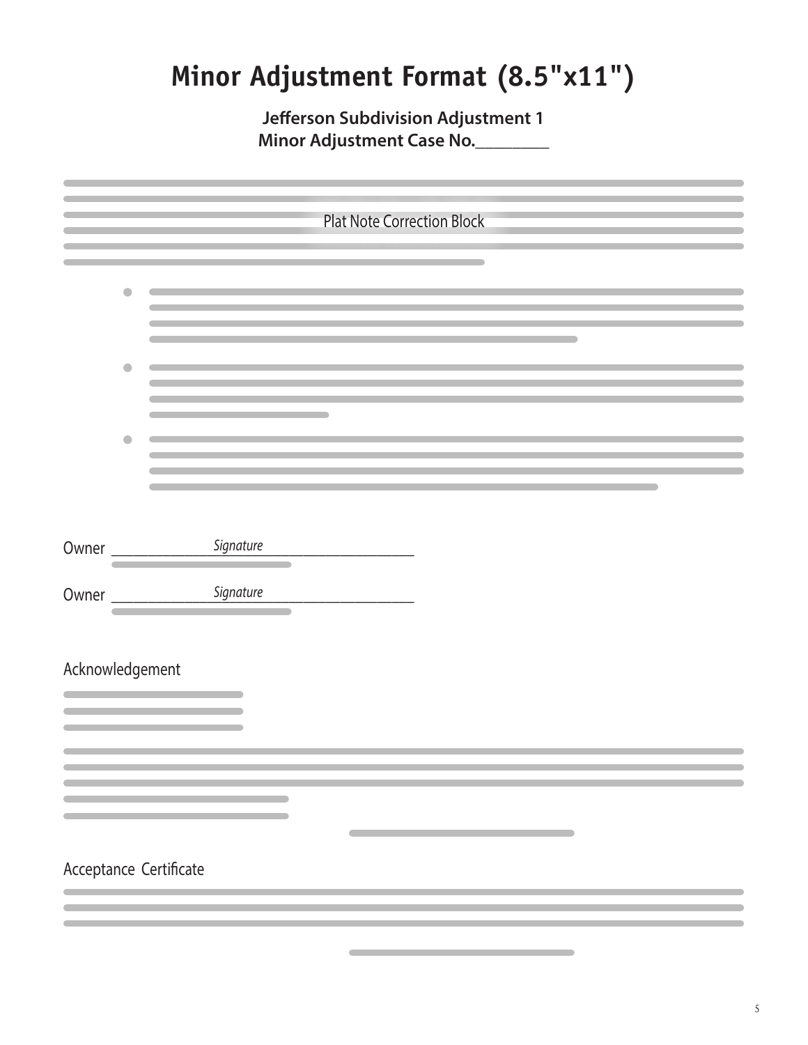# Minor Adjustment Format (8.5"x11")

**Jefferson Subdivision Adjustment 1**
**Minor Adjustment Case No.________**

Plat Note Correction Block

Owner ____________*Signature*____________

Owner ____________*Signature*____________

Acknowledgement

Acceptance Certificate